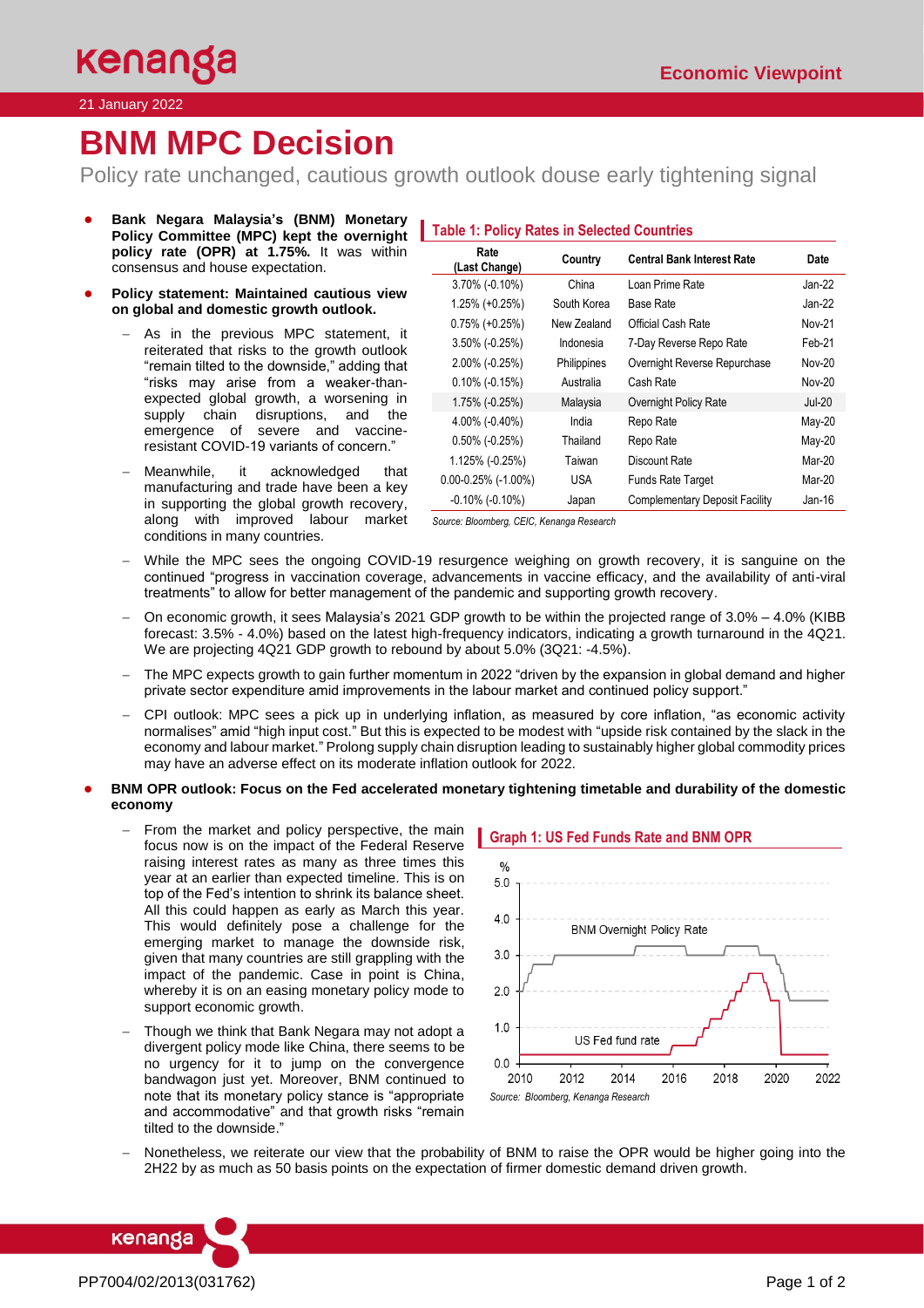Economic Viewpoint

21 January 2022

# BNM MPC Decision

Policy rate unchanged, cautious growth outlook douse early tightening signal

- **Bank Negara Malaysia's (BNM) Monetary Policy Committee (MPC) kept the overnight policy rate (OPR) at 1.75%.** It was within consensus and house expectation.
- **Policy statement: Maintained cautious view on global and domestic growth outlook.**
  - As in the previous MPC statement, it reiterated that risks to the growth outlook "remain tilted to the downside," adding that "risks may arise from a weaker-than-expected global growth, a worsening in supply chain disruptions, and the emergence of severe and vaccine-resistant COVID-19 variants of concern."
  - Meanwhile, it acknowledged that manufacturing and trade have been a key in supporting the global growth recovery, along with improved labour market conditions in many countries.
  - While the MPC sees the ongoing COVID-19 resurgence weighing on growth recovery, it is sanguine on the continued "progress in vaccination coverage, advancements in vaccine efficacy, and the availability of anti-viral treatments" to allow for better management of the pandemic and supporting growth recovery.
  - On economic growth, it sees Malaysia's 2021 GDP growth to be within the projected range of 3.0% – 4.0% (KIBB forecast: 3.5% - 4.0%) based on the latest high-frequency indicators, indicating a growth turnaround in the 4Q21. We are projecting 4Q21 GDP growth to rebound by about 5.0% (3Q21: -4.5%).
  - The MPC expects growth to gain further momentum in 2022 "driven by the expansion in global demand and higher private sector expenditure amid improvements in the labour market and continued policy support."
  - CPI outlook: MPC sees a pick up in underlying inflation, as measured by core inflation, "as economic activity normalises" amid "high input cost." But this is expected to be modest with "upside risk contained by the slack in the economy and labour market." Prolong supply chain disruption leading to sustainably higher global commodity prices may have an adverse effect on its moderate inflation outlook for 2022.

**Table 1: Policy Rates in Selected Countries**

| Rate (Last Change) | Country | Central Bank Interest Rate | Date |
|---|---|---|---|
| 3.70% (-0.10%) | China | Loan Prime Rate | Jan-22 |
| 1.25% (+0.25%) | South Korea | Base Rate | Jan-22 |
| 0.75% (+0.25%) | New Zealand | Official Cash Rate | Nov-21 |
| 3.50% (-0.25%) | Indonesia | 7-Day Reverse Repo Rate | Feb-21 |
| 2.00% (-0.25%) | Philippines | Overnight Reverse Repurchase | Nov-20 |
| 0.10% (-0.15%) | Australia | Cash Rate | Nov-20 |
| 1.75% (-0.25%) | Malaysia | Overnight Policy Rate | Jul-20 |
| 4.00% (-0.40%) | India | Repo Rate | May-20 |
| 0.50% (-0.25%) | Thailand | Repo Rate | May-20 |
| 1.125% (-0.25%) | Taiwan | Discount Rate | Mar-20 |
| 0.00-0.25% (-1.00%) | USA | Funds Rate Target | Mar-20 |
| -0.10% (-0.10%) | Japan | Complementary Deposit Facility | Jan-16 |

*Source: Bloomberg, CEIC, Kenanga Research*

- **BNM OPR outlook: Focus on the Fed accelerated monetary tightening timetable and durability of the domestic economy**
  - From the market and policy perspective, the main focus now is on the impact of the Federal Reserve raising interest rates as many as three times this year at an earlier than expected timeline. This is on top of the Fed's intention to shrink its balance sheet. All this could happen as early as March this year. This would definitely pose a challenge for the emerging market to manage the downside risk, given that many countries are still grappling with the impact of the pandemic. Case in point is China, whereby it is on an easing monetary policy mode to support economic growth.
  - Though we think that Bank Negara may not adopt a divergent policy mode like China, there seems to be no urgency for it to jump on the convergence bandwagon just yet. Moreover, BNM continued to note that its monetary policy stance is "appropriate and accommodative" and that growth risks "remain tilted to the downside."
  - Nonetheless, we reiterate our view that the probability of BNM to raise the OPR would be higher going into the 2H22 by as much as 50 basis points on the expectation of firmer domestic demand driven growth.

**Graph 1: US Fed Funds Rate and BNM OPR**

*Source: Bloomberg, Kenanga Research*

PP7004/02/2013(031762)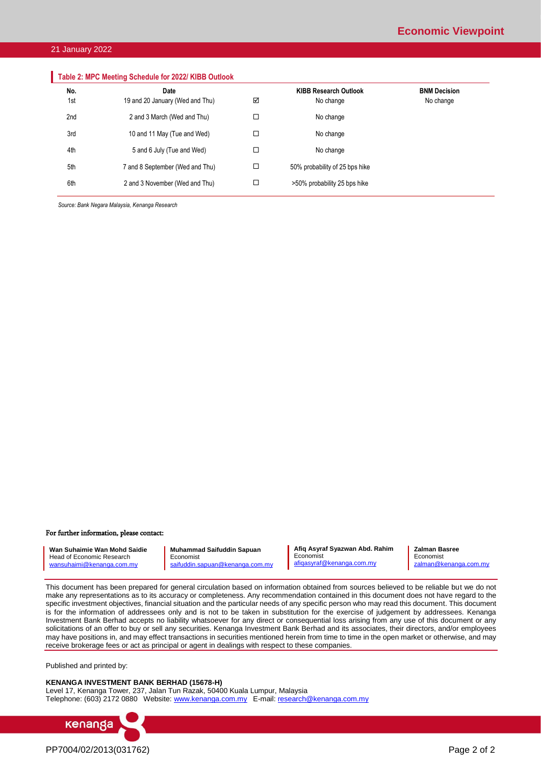**Table 2: MPC Meeting Schedule for 2022/ KIBB Outlook**

| No. | Date | | KIBB Research Outlook | BNM Decision |
|---|---|---|---|---|
| 1st | 19 and 20 January (Wed and Thu) | ☑ | No change | No change |
| 2nd | 2 and 3 March (Wed and Thu) | ☐ | No change | |
| 3rd | 10 and 11 May (Tue and Wed) | ☐ | No change | |
| 4th | 5 and 6 July (Tue and Wed) | ☐ | No change | |
| 5th | 7 and 8 September (Wed and Thu) | ☐ | 50% probability of 25 bps hike | |
| 6th | 2 and 3 November (Wed and Thu) | ☐ | >50% probability 25 bps hike | |

*Source: Bank Negara Malaysia, Kenanga Research*

For further information, please contact:

**Wan Suhaimie Wan Mohd Saidie**
Head of Economic Research
wansuhaimi@kenanga.com.my

**Muhammad Saifuddin Sapuan**
Economist
saifuddin.sapuan@kenanga.com.my

**Afiq Asyraf Syazwan Abd. Rahim**
Economist
afiqasyraf@kenanga.com.my

**Zalman Basree**
Economist
zalman@kenanga.com.my

This document has been prepared for general circulation based on information obtained from sources believed to be reliable but we do not make any representations as to its accuracy or completeness. Any recommendation contained in this document does not have regard to the specific investment objectives, financial situation and the particular needs of any specific person who may read this document. This document is for the information of addressees only and is not to be taken in substitution for the exercise of judgement by addressees. Kenanga Investment Bank Berhad accepts no liability whatsoever for any direct or consequential loss arising from any use of this document or any solicitations of an offer to buy or sell any securities. Kenanga Investment Bank Berhad and its associates, their directors, and/or employees may have positions in, and may effect transactions in securities mentioned herein from time to time in the open market or otherwise, and may receive brokerage fees or act as principal or agent in dealings with respect to these companies.

Published and printed by:

**KENANGA INVESTMENT BANK BERHAD (15678-H)**
Level 17, Kenanga Tower, 237, Jalan Tun Razak, 50400 Kuala Lumpur, Malaysia
Telephone: (603) 2172 0880 Website: www.kenanga.com.my E-mail: research@kenanga.com.my

PP7004/02/2013(031762)